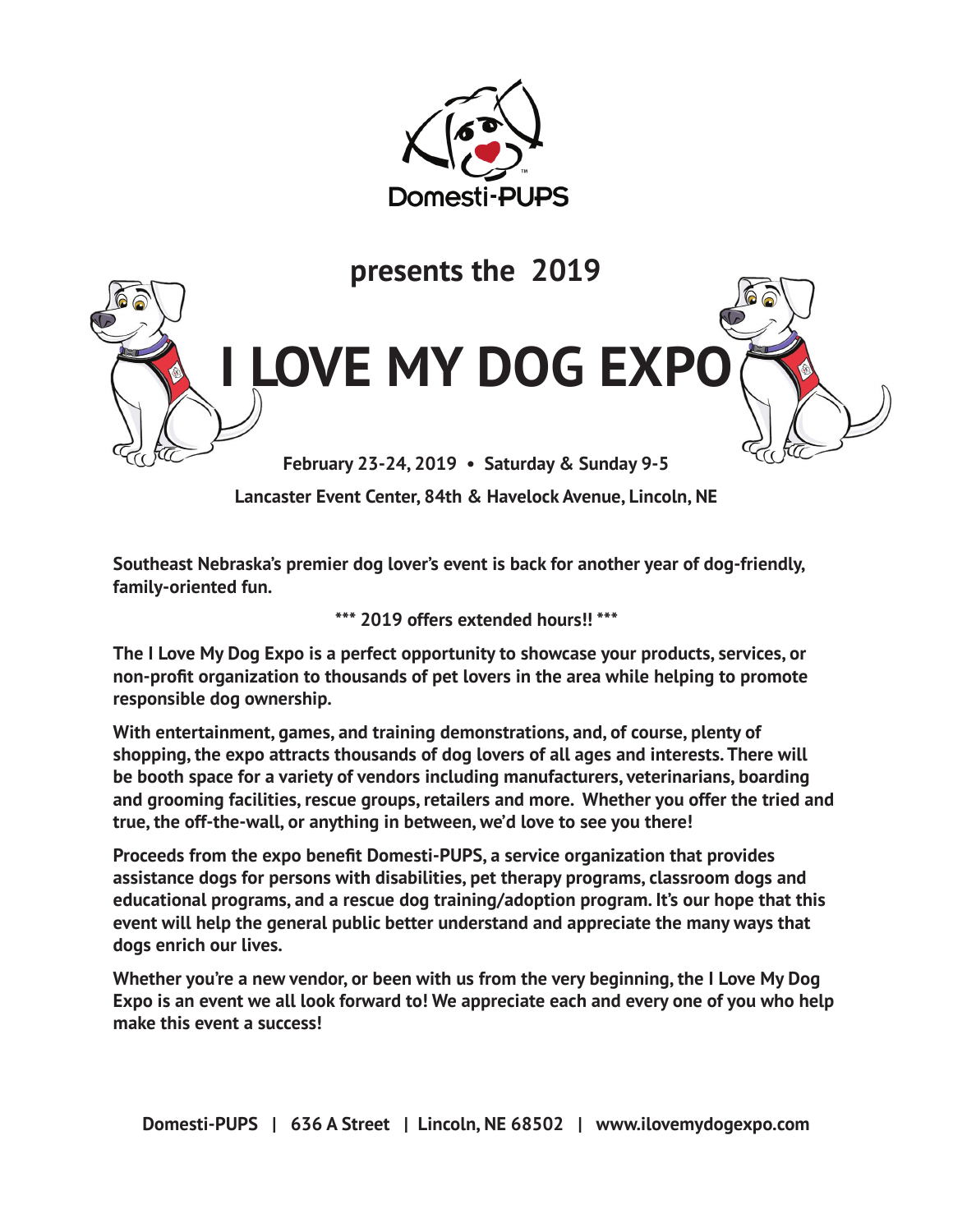Domesti-PUPS

presents the 2019

# I LOVE MY DOG EXPO

**February 23-24, 2019 • Saturday & Sunday 9-5**

**Lancaster Event Center, 84th & Havelock Avenue, Lincoln, NE**

**Southeast Nebraska's premier dog lover's event is back for another year of dog-friendly, family-oriented fun.**

**\*\*\* 2019 offers extended hours!! \*\*\***

**The I Love My Dog Expo is a perfect opportunity to showcase your products, services, or non-profit organization to thousands of pet lovers in the area while helping to promote responsible dog ownership.**

**With entertainment, games, and training demonstrations, and, of course, plenty of shopping, the expo attracts thousands of dog lovers of all ages and interests. There will be booth space for a variety of vendors including manufacturers, veterinarians, boarding and grooming facilities, rescue groups, retailers and more. Whether you offer the tried and true, the off-the-wall, or anything in between, we'd love to see you there!**

**Proceeds from the expo benefit Domesti-PUPS, a service organization that provides assistance dogs for persons with disabilities, pet therapy programs, classroom dogs and educational programs, and a rescue dog training/adoption program. It's our hope that this event will help the general public better understand and appreciate the many ways that dogs enrich our lives.**

**Whether you're a new vendor, or been with us from the very beginning, the I Love My Dog Expo is an event we all look forward to! We appreciate each and every one of you who help make this event a success!**

**Domesti-PUPS | 636 A Street | Lincoln, NE 68502 | www.ilovemydogexpo.com**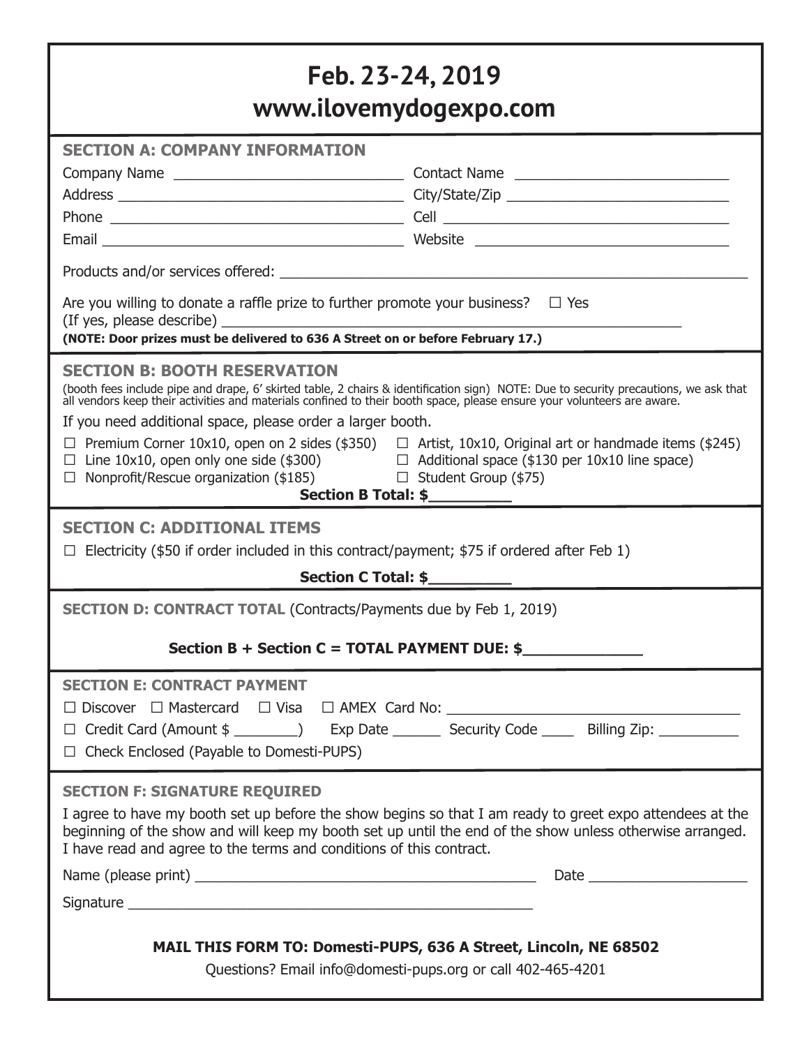# Feb. 23-24, 2019
# www.ilovemydogexpo.com

## SECTION A: COMPANY INFORMATION

Company Name ____________________________ Contact Name ___________________________

Address ___________________________________ City/State/Zip ___________________________

Phone ____________________________________ Cell ____________________________________

Email _____________________________________ Website _______________________________

Products and/or services offered: ___________________________________________________________

Are you willing to donate a raffle prize to further promote your business? ☐ Yes
(If yes, please describe) _____________________________________________________________

**(NOTE: Door prizes must be delivered to 636 A Street on or before February 17.)**

## SECTION B: BOOTH RESERVATION

(booth fees include pipe and drape, 6' skirted table, 2 chairs & identification sign) NOTE: Due to security precautions, we ask that all vendors keep their activities and materials confined to their booth space, please ensure your volunteers are aware.

If you need additional space, please order a larger booth.

☐ Premium Corner 10x10, open on 2 sides ($350)
☐ Line 10x10, open only one side ($300)
☐ Nonprofit/Rescue organization ($185)
☐ Artist, 10x10, Original art or handmade items ($245)
☐ Additional space ($130 per 10x10 line space)
☐ Student Group ($75)

**Section B Total: $_________**

## SECTION C: ADDITIONAL ITEMS

☐ Electricity ($50 if order included in this contract/payment; $75 if ordered after Feb 1)

**Section C Total: $_________**

## SECTION D: CONTRACT TOTAL (Contracts/Payments due by Feb 1, 2019)

**Section B + Section C = TOTAL PAYMENT DUE: $_____________**

## SECTION E: CONTRACT PAYMENT

☐ Discover ☐ Mastercard ☐ Visa ☐ AMEX Card No: ____________________________________

☐ Credit Card (Amount $ ________) Exp Date ______ Security Code ____ Billing Zip: __________

☐ Check Enclosed (Payable to Domesti-PUPS)

## SECTION F: SIGNATURE REQUIRED

I agree to have my booth set up before the show begins so that I am ready to greet expo attendees at the beginning of the show and will keep my booth set up until the end of the show unless otherwise arranged. I have read and agree to the terms and conditions of this contract.

Name (please print) ___________________________________________ Date ____________________

Signature ___________________________________________________

**MAIL THIS FORM TO: Domesti-PUPS, 636 A Street, Lincoln, NE 68502**

Questions? Email info@domesti-pups.org or call 402-465-4201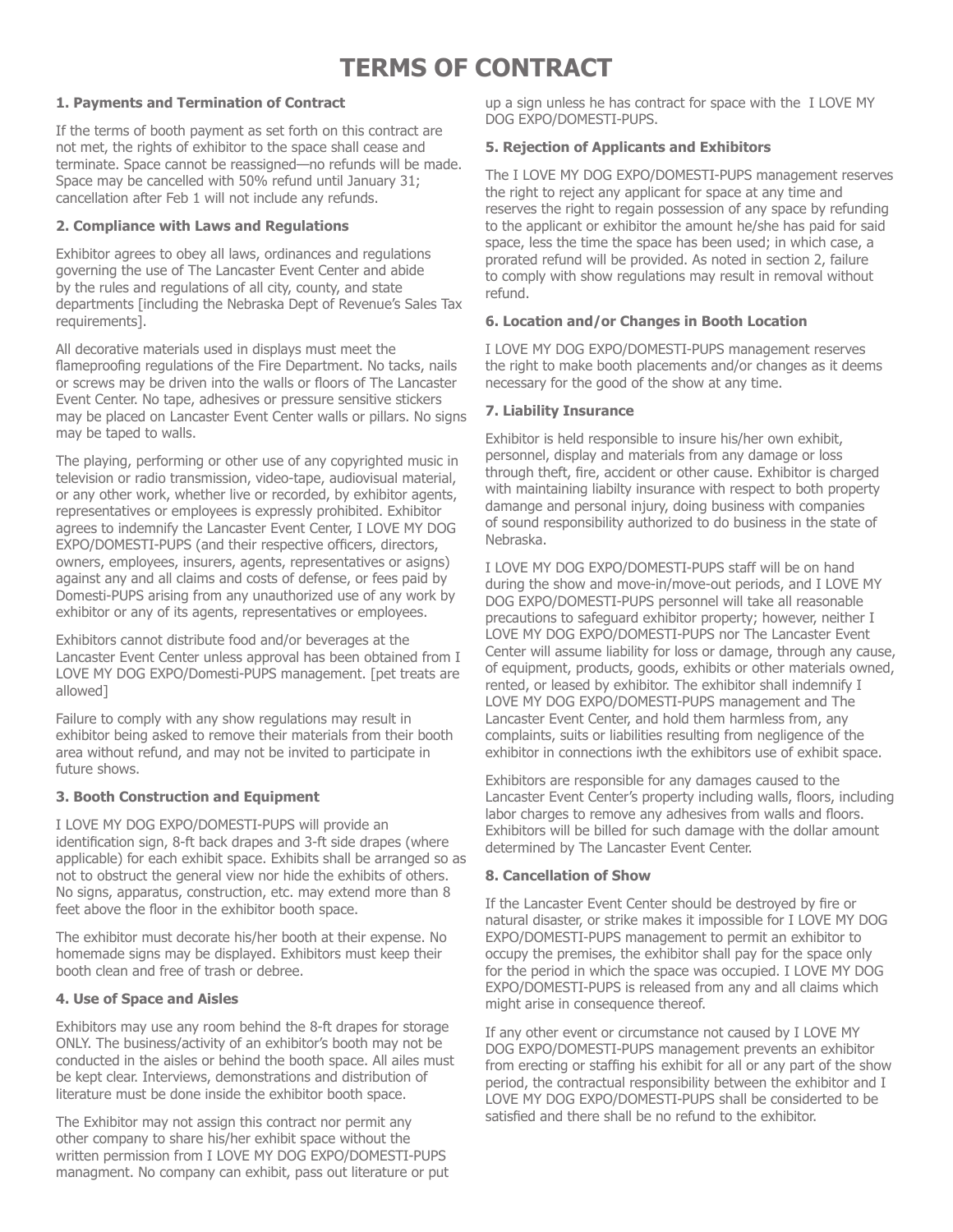# TERMS OF CONTRACT

**1. Payments and Termination of Contract**

If the terms of booth payment as set forth on this contract are not met, the rights of exhibitor to the space shall cease and terminate. Space cannot be reassigned—no refunds will be made. Space may be cancelled with 50% refund until January 31; cancellation after Feb 1 will not include any refunds.

**2. Compliance with Laws and Regulations**

Exhibitor agrees to obey all laws, ordinances and regulations governing the use of The Lancaster Event Center and abide by the rules and regulations of all city, county, and state departments [including the Nebraska Dept of Revenue's Sales Tax requirements].

All decorative materials used in displays must meet the flameproofing regulations of the Fire Department. No tacks, nails or screws may be driven into the walls or floors of The Lancaster Event Center. No tape, adhesives or pressure sensitive stickers may be placed on Lancaster Event Center walls or pillars. No signs may be taped to walls.

The playing, performing or other use of any copyrighted music in television or radio transmission, video-tape, audiovisual material, or any other work, whether live or recorded, by exhibitor agents, representatives or employees is expressly prohibited. Exhibitor agrees to indemnify the Lancaster Event Center, I LOVE MY DOG EXPO/DOMESTI-PUPS (and their respective officers, directors, owners, employees, insurers, agents, representatives or asigns) against any and all claims and costs of defense, or fees paid by Domesti-PUPS arising from any unauthorized use of any work by exhibitor or any of its agents, representatives or employees.

Exhibitors cannot distribute food and/or beverages at the Lancaster Event Center unless approval has been obtained from I LOVE MY DOG EXPO/Domesti-PUPS management. [pet treats are allowed]

Failure to comply with any show regulations may result in exhibitor being asked to remove their materials from their booth area without refund, and may not be invited to participate in future shows.

**3. Booth Construction and Equipment**

I LOVE MY DOG EXPO/DOMESTI-PUPS will provide an identification sign, 8-ft back drapes and 3-ft side drapes (where applicable) for each exhibit space. Exhibits shall be arranged so as not to obstruct the general view nor hide the exhibits of others. No signs, apparatus, construction, etc. may extend more than 8 feet above the floor in the exhibitor booth space.

The exhibitor must decorate his/her booth at their expense. No homemade signs may be displayed. Exhibitors must keep their booth clean and free of trash or debree.

**4. Use of Space and Aisles**

Exhibitors may use any room behind the 8-ft drapes for storage ONLY. The business/activity of an exhibitor's booth may not be conducted in the aisles or behind the booth space. All ailes must be kept clear. Interviews, demonstrations and distribution of literature must be done inside the exhibitor booth space.

The Exhibitor may not assign this contract nor permit any other company to share his/her exhibit space without the written permission from I LOVE MY DOG EXPO/DOMESTI-PUPS managment. No company can exhibit, pass out literature or put up a sign unless he has contract for space with the I LOVE MY DOG EXPO/DOMESTI-PUPS.

**5. Rejection of Applicants and Exhibitors**

The I LOVE MY DOG EXPO/DOMESTI-PUPS management reserves the right to reject any applicant for space at any time and reserves the right to regain possession of any space by refunding to the applicant or exhibitor the amount he/she has paid for said space, less the time the space has been used; in which case, a prorated refund will be provided. As noted in section 2, failure to comply with show regulations may result in removal without refund.

**6. Location and/or Changes in Booth Location**

I LOVE MY DOG EXPO/DOMESTI-PUPS management reserves the right to make booth placements and/or changes as it deems necessary for the good of the show at any time.

**7. Liability Insurance**

Exhibitor is held responsible to insure his/her own exhibit, personnel, display and materials from any damage or loss through theft, fire, accident or other cause. Exhibitor is charged with maintaining liabilty insurance with respect to both property damange and personal injury, doing business with companies of sound responsibility authorized to do business in the state of Nebraska.

I LOVE MY DOG EXPO/DOMESTI-PUPS staff will be on hand during the show and move-in/move-out periods, and I LOVE MY DOG EXPO/DOMESTI-PUPS personnel will take all reasonable precautions to safeguard exhibitor property; however, neither I LOVE MY DOG EXPO/DOMESTI-PUPS nor The Lancaster Event Center will assume liability for loss or damage, through any cause, of equipment, products, goods, exhibits or other materials owned, rented, or leased by exhibitor. The exhibitor shall indemnify I LOVE MY DOG EXPO/DOMESTI-PUPS management and The Lancaster Event Center, and hold them harmless from, any complaints, suits or liabilities resulting from negligence of the exhibitor in connections iwth the exhibitors use of exhibit space.

Exhibitors are responsible for any damages caused to the Lancaster Event Center's property including walls, floors, including labor charges to remove any adhesives from walls and floors. Exhibitors will be billed for such damage with the dollar amount determined by The Lancaster Event Center.

**8. Cancellation of Show**

If the Lancaster Event Center should be destroyed by fire or natural disaster, or strike makes it impossible for I LOVE MY DOG EXPO/DOMESTI-PUPS management to permit an exhibitor to occupy the premises, the exhibitor shall pay for the space only for the period in which the space was occupied. I LOVE MY DOG EXPO/DOMESTI-PUPS is released from any and all claims which might arise in consequence thereof.

If any other event or circumstance not caused by I LOVE MY DOG EXPO/DOMESTI-PUPS management prevents an exhibitor from erecting or staffing his exhibit for all or any part of the show period, the contractual responsibility between the exhibitor and I LOVE MY DOG EXPO/DOMESTI-PUPS shall be considerted to be satisfied and there shall be no refund to the exhibitor.